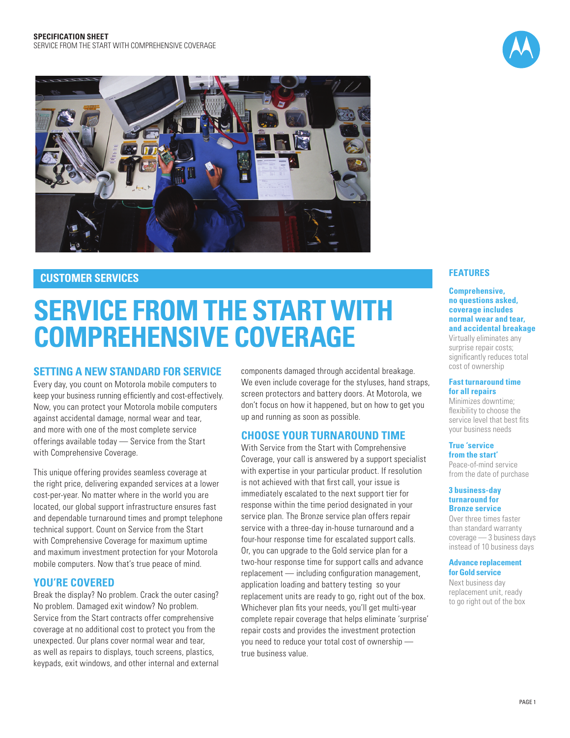**SPECIFICATION SHEET**
SERVICE FROM THE START WITH COMPREHENSIVE COVERAGE

## CUSTOMER SERVICES

# SERVICE FROM THE START WITH COMPREHENSIVE COVERAGE

## SETTING A NEW STANDARD FOR SERVICE

Every day, you count on Motorola mobile computers to keep your business running efficiently and cost-effectively. Now, you can protect your Motorola mobile computers against accidental damage, normal wear and tear, and more with one of the most complete service offerings available today — Service from the Start with Comprehensive Coverage.

This unique offering provides seamless coverage at the right price, delivering expanded services at a lower cost-per-year. No matter where in the world you are located, our global support infrastructure ensures fast and dependable turnaround times and prompt telephone technical support. Count on Service from the Start with Comprehensive Coverage for maximum uptime and maximum investment protection for your Motorola mobile computers. Now that's true peace of mind.

## YOU'RE COVERED

Break the display? No problem. Crack the outer casing? No problem. Damaged exit window? No problem. Service from the Start contracts offer comprehensive coverage at no additional cost to protect you from the unexpected. Our plans cover normal wear and tear, as well as repairs to displays, touch screens, plastics, keypads, exit windows, and other internal and external components damaged through accidental breakage. We even include coverage for the styluses, hand straps, screen protectors and battery doors. At Motorola, we don't focus on how it happened, but on how to get you up and running as soon as possible.

## CHOOSE YOUR TURNAROUND TIME

With Service from the Start with Comprehensive Coverage, your call is answered by a support specialist with expertise in your particular product. If resolution is not achieved with that first call, your issue is immediately escalated to the next support tier for response within the time period designated in your service plan. The Bronze service plan offers repair service with a three-day in-house turnaround and a four-hour response time for escalated support calls. Or, you can upgrade to the Gold service plan for a two-hour response time for support calls and advance replacement — including configuration management, application loading and battery testing so your replacement units are ready to go, right out of the box. Whichever plan fits your needs, you'll get multi-year complete repair coverage that helps eliminate 'surprise' repair costs and provides the investment protection you need to reduce your total cost of ownership — true business value.

## FEATURES

**Comprehensive, no questions asked, coverage includes normal wear and tear, and accidental breakage**
Virtually eliminates any surprise repair costs; significantly reduces total cost of ownership

**Fast turnaround time for all repairs**
Minimizes downtime; flexibility to choose the service level that best fits your business needs

**True 'service from the start'**
Peace-of-mind service from the date of purchase

**3 business-day turnaround for Bronze service**
Over three times faster than standard warranty coverage — 3 business days instead of 10 business days

**Advance replacement for Gold service**
Next business day replacement unit, ready to go right out of the box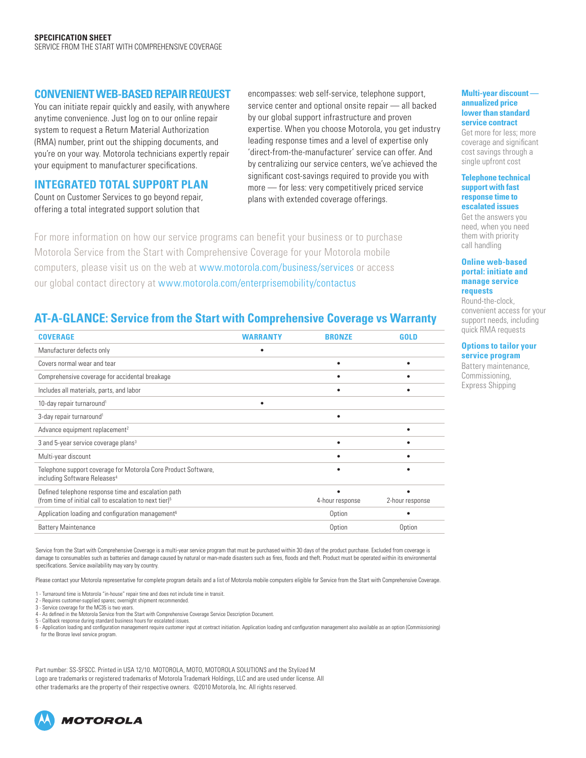**SPECIFICATION SHEET**
SERVICE FROM THE START WITH COMPREHENSIVE COVERAGE

## CONVENIENT WEB-BASED REPAIR REQUEST

You can initiate repair quickly and easily, with anywhere anytime convenience. Just log on to our online repair system to request a Return Material Authorization (RMA) number, print out the shipping documents, and you're on your way. Motorola technicians expertly repair your equipment to manufacturer specifications.

## INTEGRATED TOTAL SUPPORT PLAN

Count on Customer Services to go beyond repair, offering a total integrated support solution that encompasses: web self-service, telephone support, service center and optional onsite repair — all backed by our global support infrastructure and proven expertise. When you choose Motorola, you get industry leading response times and a level of expertise only 'direct-from-the-manufacturer' service can offer. And by centralizing our service centers, we've achieved the significant cost-savings required to provide you with more — for less: very competitively priced service plans with extended coverage offerings.

For more information on how our service programs can benefit your business or to purchase Motorola Service from the Start with Comprehensive Coverage for your Motorola mobile computers, please visit us on the web at www.motorola.com/business/services or access our global contact directory at www.motorola.com/enterprisemobility/contactus

## AT-A-GLANCE: Service from the Start with Comprehensive Coverage vs Warranty

| COVERAGE | WARRANTY | BRONZE | GOLD |
|---|---|---|---|
| Manufacturer defects only | • | | |
| Covers normal wear and tear | | • | • |
| Comprehensive coverage for accidental breakage | | • | • |
| Includes all materials, parts, and labor | | • | • |
| 10-day repair turnaround[1] | • | | |
| 3-day repair turnaround[1] | | • | |
| Advance equipment replacement[2] | | | • |
| 3 and 5-year service coverage plans[3] | | • | • |
| Multi-year discount | | • | • |
| Telephone support coverage for Motorola Core Product Software, including Software Releases[4] | | • | • |
| Defined telephone response time and escalation path (from time of initial call to escalation to next tier)[5] | | • 4-hour response | • 2-hour response |
| Application loading and configuration management[6] | | Option | • |
| Battery Maintenance | | Option | Option |

Service from the Start with Comprehensive Coverage is a multi-year service program that must be purchased within 30 days of the product purchase. Excluded from coverage is damage to consumables such as batteries and damage caused by natural or man-made disasters such as fires, floods and theft. Product must be operated within its environmental specifications. Service availability may vary by country.

Please contact your Motorola representative for complete program details and a list of Motorola mobile computers eligible for Service from the Start with Comprehensive Coverage.

1 - Turnaround time is Motorola "in-house" repair time and does not include time in transit.
2 - Requires customer-supplied spares; overnight shipment recommended.
3 - Service coverage for the MC35 is two years.
4 - As defined in the Motorola Service from the Start with Comprehensive Coverage Service Description Document.
5 - Callback response during standard business hours for escalated issues.
6 - Application loading and configuration management require customer input at contract initiation. Application loading and configuration management also available as an option (Commissioning) for the Bronze level service program.

### Multi-year discount — annualized price lower than standard service contract

Get more for less; more coverage and significant cost savings through a single upfront cost

### Telephone technical support with fast response time to escalated issues

Get the answers you need, when you need them with priority call handling

### Online web-based portal: initiate and manage service requests

Round-the-clock, convenient access for your support needs, including quick RMA requests

### Options to tailor your service program

Battery maintenance, Commissioning, Express Shipping

Part number: SS-SFSCC. Printed in USA 12/10. MOTOROLA, MOTO, MOTOROLA SOLUTIONS and the Stylized M Logo are trademarks or registered trademarks of Motorola Trademark Holdings, LLC and are used under license. All other trademarks are the property of their respective owners. ©2010 Motorola, Inc. All rights reserved.

MOTOROLA